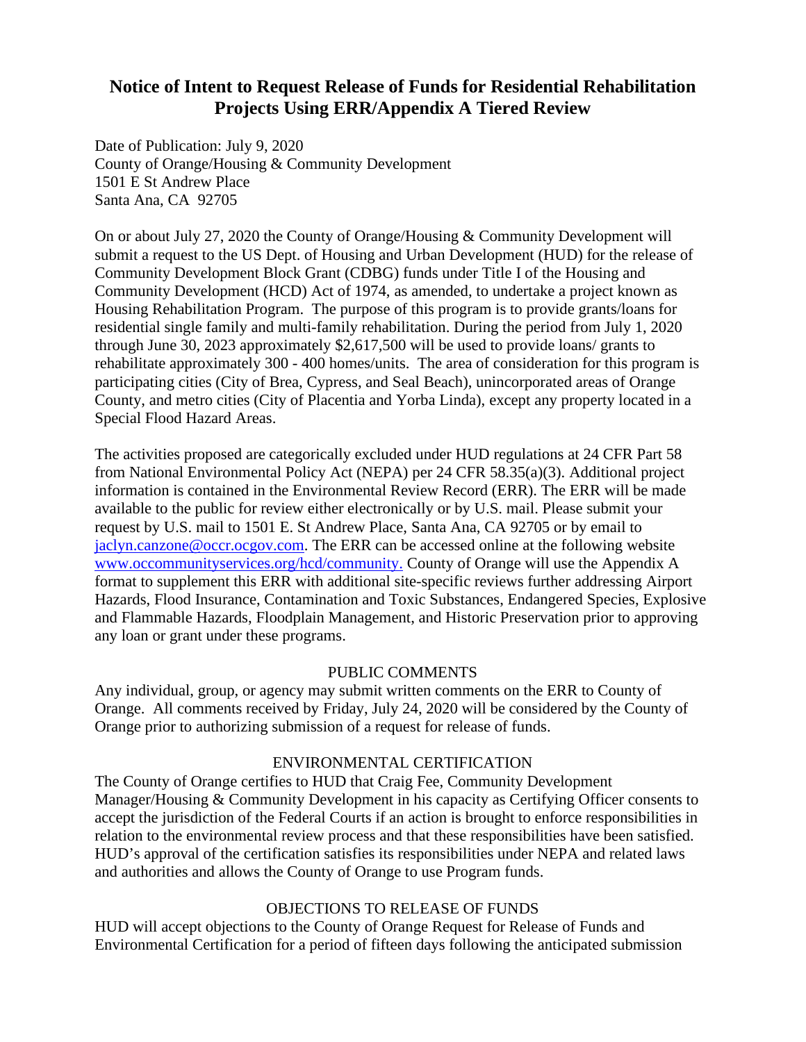# Notice of Intent to Request Release of Funds for Residential Rehabilitation Projects Using ERR/Appendix A Tiered Review

Date of Publication: July 9, 2020
County of Orange/Housing & Community Development
1501 E St Andrew Place
Santa Ana, CA 92705

On or about July 27, 2020 the County of Orange/Housing & Community Development will submit a request to the US Dept. of Housing and Urban Development (HUD) for the release of Community Development Block Grant (CDBG) funds under Title I of the Housing and Community Development (HCD) Act of 1974, as amended, to undertake a project known as Housing Rehabilitation Program. The purpose of this program is to provide grants/loans for residential single family and multi-family rehabilitation. During the period from July 1, 2020 through June 30, 2023 approximately $2,617,500 will be used to provide loans/ grants to rehabilitate approximately 300 - 400 homes/units. The area of consideration for this program is participating cities (City of Brea, Cypress, and Seal Beach), unincorporated areas of Orange County, and metro cities (City of Placentia and Yorba Linda), except any property located in a Special Flood Hazard Areas.

The activities proposed are categorically excluded under HUD regulations at 24 CFR Part 58 from National Environmental Policy Act (NEPA) per 24 CFR 58.35(a)(3). Additional project information is contained in the Environmental Review Record (ERR). The ERR will be made available to the public for review either electronically or by U.S. mail. Please submit your request by U.S. mail to 1501 E. St Andrew Place, Santa Ana, CA 92705 or by email to jaclyn.canzone@occr.ocgov.com. The ERR can be accessed online at the following website www.occommunityservices.org/hcd/community. County of Orange will use the Appendix A format to supplement this ERR with additional site-specific reviews further addressing Airport Hazards, Flood Insurance, Contamination and Toxic Substances, Endangered Species, Explosive and Flammable Hazards, Floodplain Management, and Historic Preservation prior to approving any loan or grant under these programs.

## PUBLIC COMMENTS

Any individual, group, or agency may submit written comments on the ERR to County of Orange. All comments received by Friday, July 24, 2020 will be considered by the County of Orange prior to authorizing submission of a request for release of funds.

## ENVIRONMENTAL CERTIFICATION

The County of Orange certifies to HUD that Craig Fee, Community Development Manager/Housing & Community Development in his capacity as Certifying Officer consents to accept the jurisdiction of the Federal Courts if an action is brought to enforce responsibilities in relation to the environmental review process and that these responsibilities have been satisfied. HUD's approval of the certification satisfies its responsibilities under NEPA and related laws and authorities and allows the County of Orange to use Program funds.

## OBJECTIONS TO RELEASE OF FUNDS

HUD will accept objections to the County of Orange Request for Release of Funds and Environmental Certification for a period of fifteen days following the anticipated submission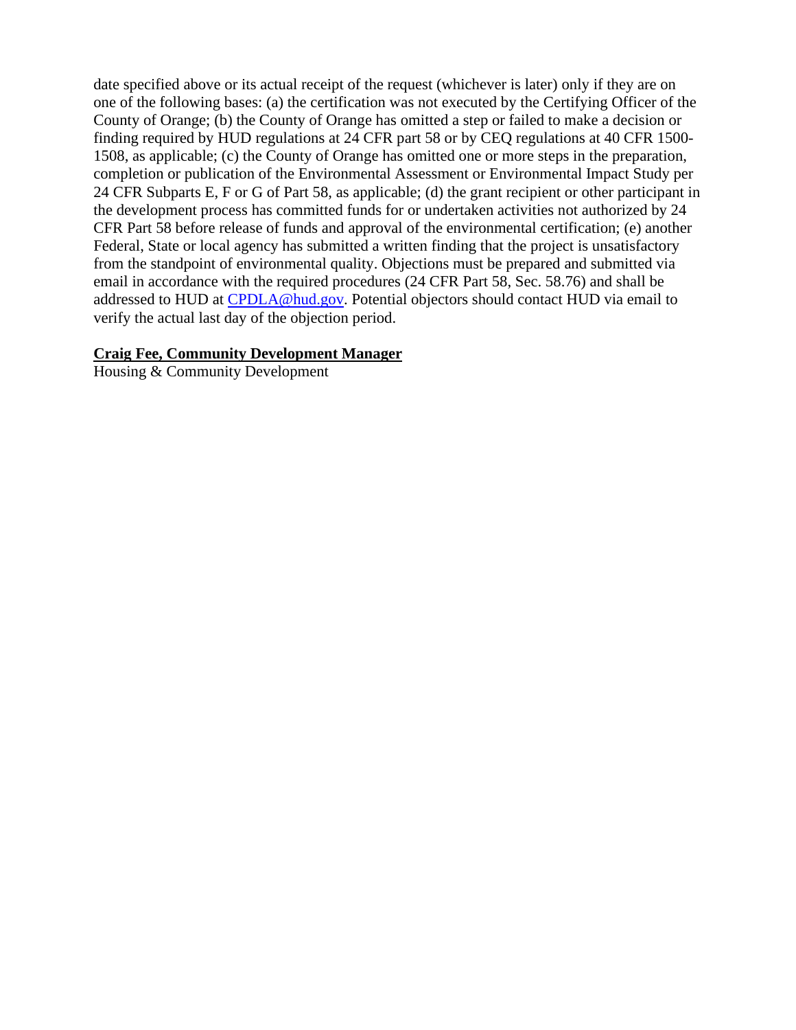date specified above or its actual receipt of the request (whichever is later) only if they are on one of the following bases: (a) the certification was not executed by the Certifying Officer of the County of Orange; (b) the County of Orange has omitted a step or failed to make a decision or finding required by HUD regulations at 24 CFR part 58 or by CEQ regulations at 40 CFR 1500-1508, as applicable; (c) the County of Orange has omitted one or more steps in the preparation, completion or publication of the Environmental Assessment or Environmental Impact Study per 24 CFR Subparts E, F or G of Part 58, as applicable; (d) the grant recipient or other participant in the development process has committed funds for or undertaken activities not authorized by 24 CFR Part 58 before release of funds and approval of the environmental certification; (e) another Federal, State or local agency has submitted a written finding that the project is unsatisfactory from the standpoint of environmental quality. Objections must be prepared and submitted via email in accordance with the required procedures (24 CFR Part 58, Sec. 58.76) and shall be addressed to HUD at CPDLA@hud.gov. Potential objectors should contact HUD via email to verify the actual last day of the objection period.

**Craig Fee, Community Development Manager**
Housing & Community Development